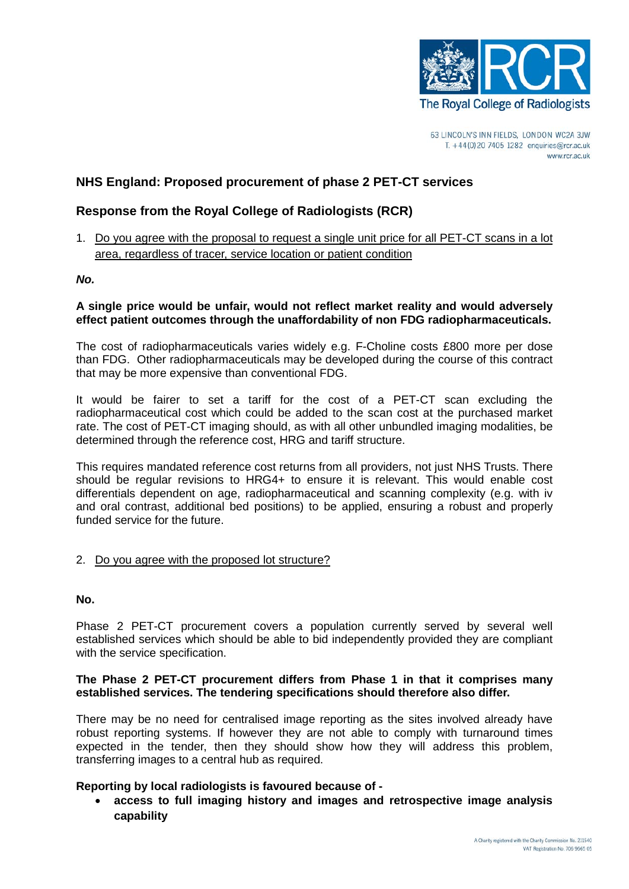63 LINCOLN'S INN FIELDS, LONDON WC2A 3JW
T. +44(0)20 7405 1282 enquiries@rcr.ac.uk
www.rcr.ac.uk

## NHS England: Proposed procurement of phase 2 PET-CT services

## Response from the Royal College of Radiologists (RCR)

1. Do you agree with the proposal to request a single unit price for all PET-CT scans in a lot area, regardless of tracer, service location or patient condition

***No.***

**A single price would be unfair, would not reflect market reality and would adversely effect patient outcomes through the unaffordability of non FDG radiopharmaceuticals.**

The cost of radiopharmaceuticals varies widely e.g. F-Choline costs £800 more per dose than FDG. Other radiopharmaceuticals may be developed during the course of this contract that may be more expensive than conventional FDG.

It would be fairer to set a tariff for the cost of a PET-CT scan excluding the radiopharmaceutical cost which could be added to the scan cost at the purchased market rate. The cost of PET-CT imaging should, as with all other unbundled imaging modalities, be determined through the reference cost, HRG and tariff structure.

This requires mandated reference cost returns from all providers, not just NHS Trusts. There should be regular revisions to HRG4+ to ensure it is relevant. This would enable cost differentials dependent on age, radiopharmaceutical and scanning complexity (e.g. with iv and oral contrast, additional bed positions) to be applied, ensuring a robust and properly funded service for the future.

2. Do you agree with the proposed lot structure?

**No.**

Phase 2 PET-CT procurement covers a population currently served by several well established services which should be able to bid independently provided they are compliant with the service specification.

**The Phase 2 PET-CT procurement differs from Phase 1 in that it comprises many established services. The tendering specifications should therefore also differ.**

There may be no need for centralised image reporting as the sites involved already have robust reporting systems. If however they are not able to comply with turnaround times expected in the tender, then they should show how they will address this problem, transferring images to a central hub as required.

**Reporting by local radiologists is favoured because of -**

- **access to full imaging history and images and retrospective image analysis capability**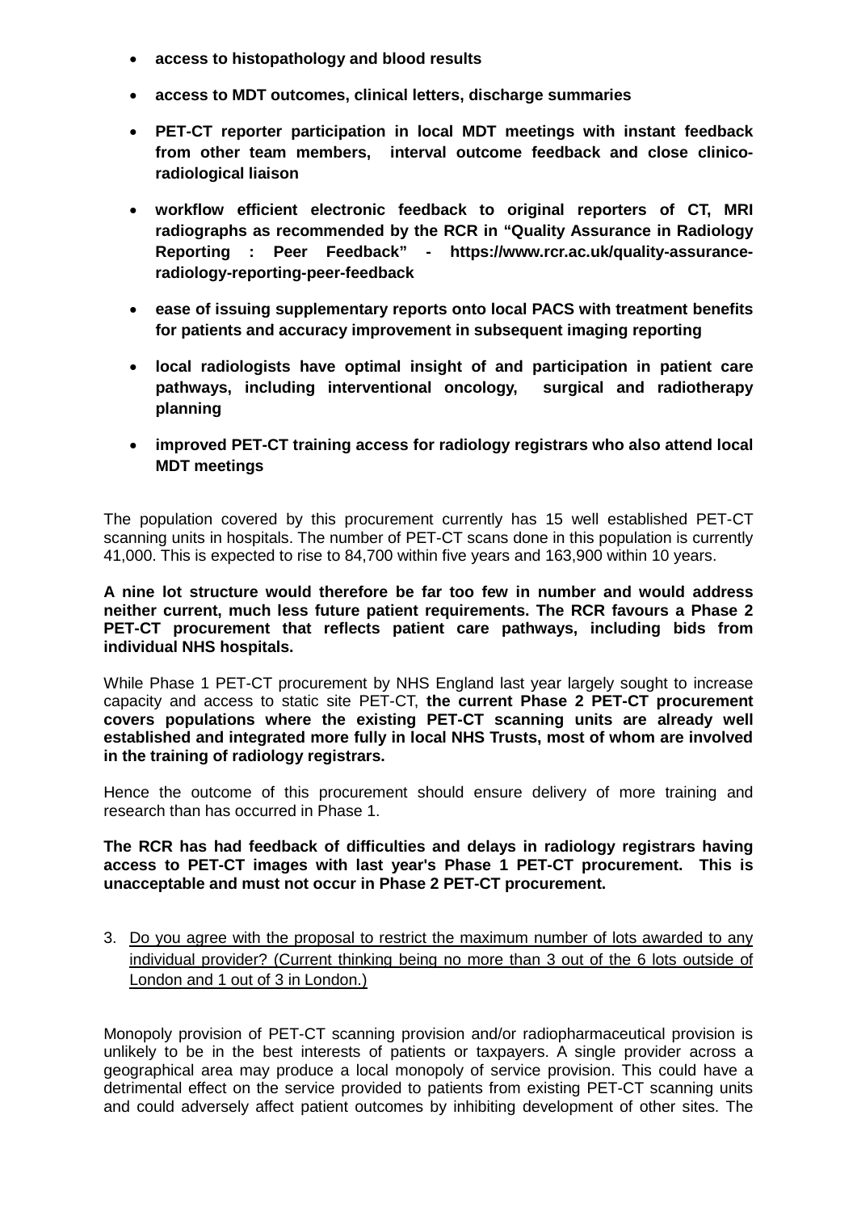- **access to histopathology and blood results**
- **access to MDT outcomes, clinical letters, discharge summaries**
- **PET-CT reporter participation in local MDT meetings with instant feedback from other team members, interval outcome feedback and close clinico-radiological liaison**
- **workflow efficient electronic feedback to original reporters of CT, MRI radiographs as recommended by the RCR in "Quality Assurance in Radiology Reporting : Peer Feedback" - https://www.rcr.ac.uk/quality-assurance-radiology-reporting-peer-feedback**
- **ease of issuing supplementary reports onto local PACS with treatment benefits for patients and accuracy improvement in subsequent imaging reporting**
- **local radiologists have optimal insight of and participation in patient care pathways, including interventional oncology, surgical and radiotherapy planning**
- **improved PET-CT training access for radiology registrars who also attend local MDT meetings**

The population covered by this procurement currently has 15 well established PET-CT scanning units in hospitals. The number of PET-CT scans done in this population is currently 41,000. This is expected to rise to 84,700 within five years and 163,900 within 10 years.

**A nine lot structure would therefore be far too few in number and would address neither current, much less future patient requirements. The RCR favours a Phase 2 PET-CT procurement that reflects patient care pathways, including bids from individual NHS hospitals.**

While Phase 1 PET-CT procurement by NHS England last year largely sought to increase capacity and access to static site PET-CT, **the current Phase 2 PET-CT procurement covers populations where the existing PET-CT scanning units are already well established and integrated more fully in local NHS Trusts, most of whom are involved in the training of radiology registrars.**

Hence the outcome of this procurement should ensure delivery of more training and research than has occurred in Phase 1.

**The RCR has had feedback of difficulties and delays in radiology registrars having access to PET-CT images with last year's Phase 1 PET-CT procurement. This is unacceptable and must not occur in Phase 2 PET-CT procurement.**

3. <u>Do you agree with the proposal to restrict the maximum number of lots awarded to any individual provider? (Current thinking being no more than 3 out of the 6 lots outside of London and 1 out of 3 in London.)</u>

Monopoly provision of PET-CT scanning provision and/or radiopharmaceutical provision is unlikely to be in the best interests of patients or taxpayers. A single provider across a geographical area may produce a local monopoly of service provision. This could have a detrimental effect on the service provided to patients from existing PET-CT scanning units and could adversely affect patient outcomes by inhibiting development of other sites. The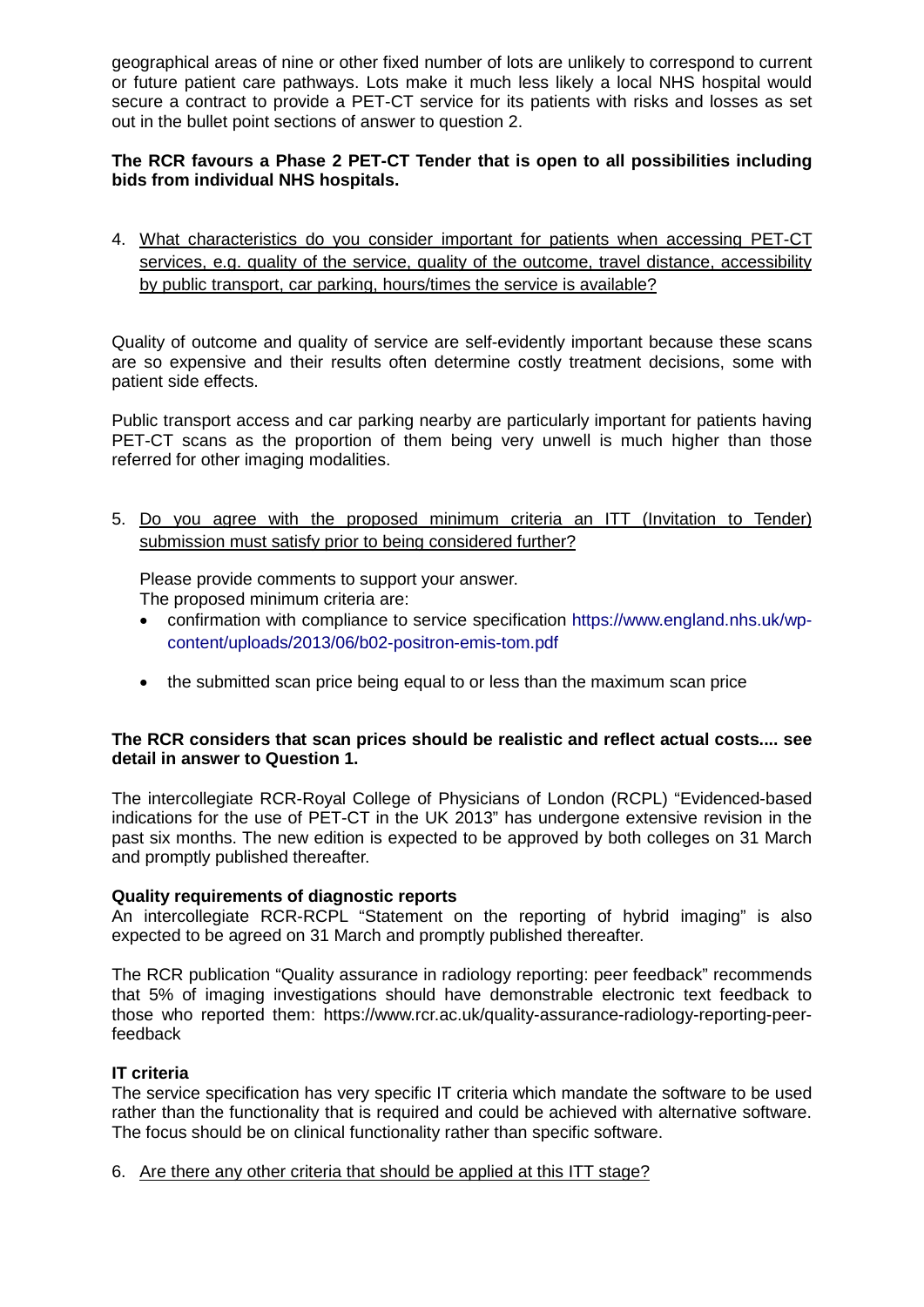geographical areas of nine or other fixed number of lots are unlikely to correspond to current or future patient care pathways. Lots make it much less likely a local NHS hospital would secure a contract to provide a PET-CT service for its patients with risks and losses as set out in the bullet point sections of answer to question 2.

**The RCR favours a Phase 2 PET-CT Tender that is open to all possibilities including bids from individual NHS hospitals.**

4. What characteristics do you consider important for patients when accessing PET-CT services, e.g. quality of the service, quality of the outcome, travel distance, accessibility by public transport, car parking, hours/times the service is available?

Quality of outcome and quality of service are self-evidently important because these scans are so expensive and their results often determine costly treatment decisions, some with patient side effects.

Public transport access and car parking nearby are particularly important for patients having PET-CT scans as the proportion of them being very unwell is much higher than those referred for other imaging modalities.

5. Do you agree with the proposed minimum criteria an ITT (Invitation to Tender) submission must satisfy prior to being considered further?

   Please provide comments to support your answer.
   The proposed minimum criteria are:

   - confirmation with compliance to service specification https://www.england.nhs.uk/wp-content/uploads/2013/06/b02-positron-emis-tom.pdf
   - the submitted scan price being equal to or less than the maximum scan price

**The RCR considers that scan prices should be realistic and reflect actual costs.... see detail in answer to Question 1.**

The intercollegiate RCR-Royal College of Physicians of London (RCPL) "Evidenced-based indications for the use of PET-CT in the UK 2013" has undergone extensive revision in the past six months. The new edition is expected to be approved by both colleges on 31 March and promptly published thereafter.

**Quality requirements of diagnostic reports**
An intercollegiate RCR-RCPL "Statement on the reporting of hybrid imaging" is also expected to be agreed on 31 March and promptly published thereafter.

The RCR publication "Quality assurance in radiology reporting: peer feedback" recommends that 5% of imaging investigations should have demonstrable electronic text feedback to those who reported them: https://www.rcr.ac.uk/quality-assurance-radiology-reporting-peer-feedback

**IT criteria**
The service specification has very specific IT criteria which mandate the software to be used rather than the functionality that is required and could be achieved with alternative software. The focus should be on clinical functionality rather than specific software.

6. Are there any other criteria that should be applied at this ITT stage?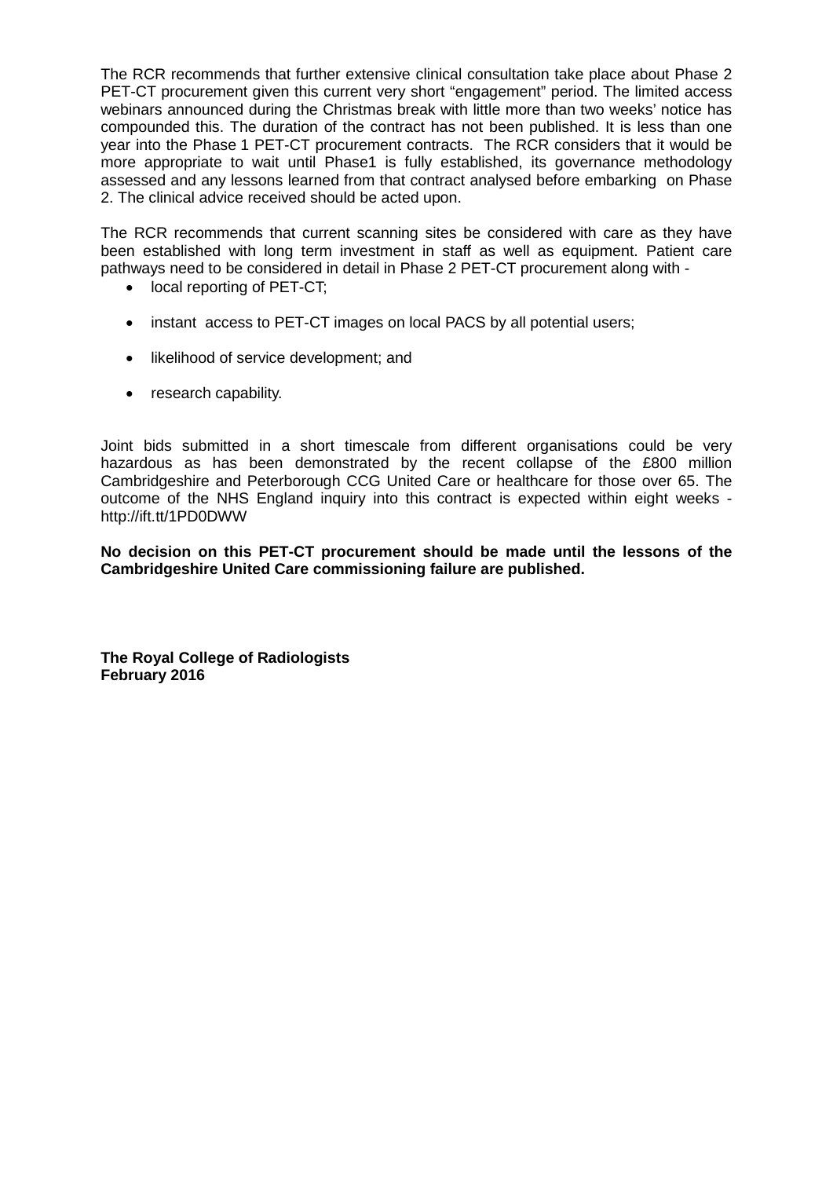The RCR recommends that further extensive clinical consultation take place about Phase 2 PET-CT procurement given this current very short “engagement” period. The limited access webinars announced during the Christmas break with little more than two weeks’ notice has compounded this. The duration of the contract has not been published. It is less than one year into the Phase 1 PET-CT procurement contracts. The RCR considers that it would be more appropriate to wait until Phase1 is fully established, its governance methodology assessed and any lessons learned from that contract analysed before embarking on Phase 2. The clinical advice received should be acted upon.

The RCR recommends that current scanning sites be considered with care as they have been established with long term investment in staff as well as equipment. Patient care pathways need to be considered in detail in Phase 2 PET-CT procurement along with -

- local reporting of PET-CT;
- instant access to PET-CT images on local PACS by all potential users;
- likelihood of service development; and
- research capability.

Joint bids submitted in a short timescale from different organisations could be very hazardous as has been demonstrated by the recent collapse of the £800 million Cambridgeshire and Peterborough CCG United Care or healthcare for those over 65. The outcome of the NHS England inquiry into this contract is expected within eight weeks - http://ift.tt/1PD0DWW

**No decision on this PET-CT procurement should be made until the lessons of the Cambridgeshire United Care commissioning failure are published.**

**The Royal College of Radiologists**
**February 2016**